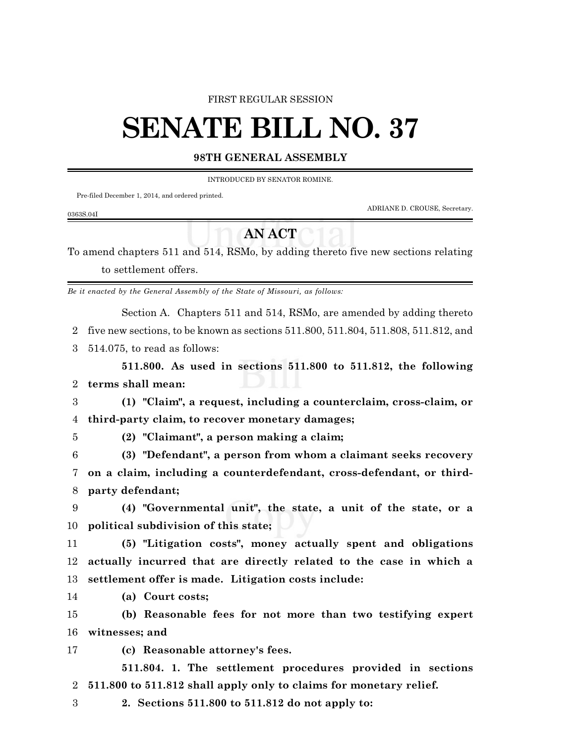FIRST REGULAR SESSION

# SENATE BILL NO. 37

**98TH GENERAL ASSEMBLY**

INTRODUCED BY SENATOR ROMINE.

Pre-filed December 1, 2014, and ordered printed.

ADRIANE D. CROUSE, Secretary.

0363S.04I

## AN ACT

To amend chapters 511 and 514, RSMo, by adding thereto five new sections relating to settlement offers.

*Be it enacted by the General Assembly of the State of Missouri, as follows:*

Section A. Chapters 511 and 514, RSMo, are amended by adding thereto five new sections, to be known as sections 511.800, 511.804, 511.808, 511.812, and 514.075, to read as follows:

**511.800. As used in sections 511.800 to 511.812, the following terms shall mean:**

**(1) "Claim", a request, including a counterclaim, cross-claim, or third-party claim, to recover monetary damages;**

**(2) "Claimant", a person making a claim;**

**(3) "Defendant", a person from whom a claimant seeks recovery on a claim, including a counterdefendant, cross-defendant, or third-party defendant;**

**(4) "Governmental unit", the state, a unit of the state, or a political subdivision of this state;**

**(5) "Litigation costs", money actually spent and obligations actually incurred that are directly related to the case in which a settlement offer is made. Litigation costs include:**

**(a) Court costs;**

**(b) Reasonable fees for not more than two testifying expert witnesses; and**

**(c) Reasonable attorney's fees.**

**511.804. 1. The settlement procedures provided in sections 511.800 to 511.812 shall apply only to claims for monetary relief.**

**2. Sections 511.800 to 511.812 do not apply to:**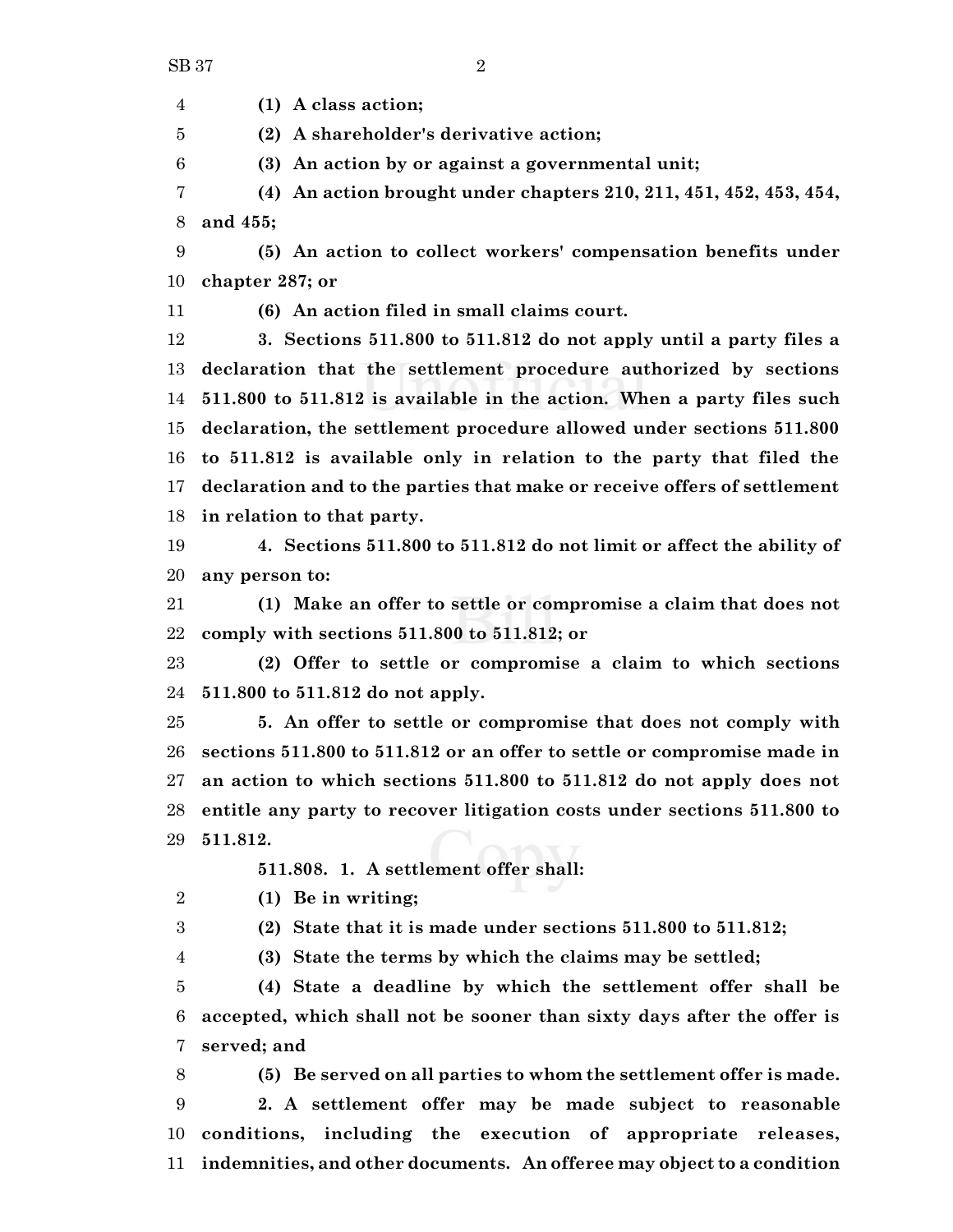**(1) A class action;**

**(2) A shareholder's derivative action;**

**(3) An action by or against a governmental unit;**

**(4) An action brought under chapters 210, 211, 451, 452, 453, 454, and 455;**

**(5) An action to collect workers' compensation benefits under chapter 287; or**

**(6) An action filed in small claims court.**

**3. Sections 511.800 to 511.812 do not apply until a party files a declaration that the settlement procedure authorized by sections 511.800 to 511.812 is available in the action. When a party files such declaration, the settlement procedure allowed under sections 511.800 to 511.812 is available only in relation to the party that filed the declaration and to the parties that make or receive offers of settlement in relation to that party.**

**4. Sections 511.800 to 511.812 do not limit or affect the ability of any person to:**

**(1) Make an offer to settle or compromise a claim that does not comply with sections 511.800 to 511.812; or**

**(2) Offer to settle or compromise a claim to which sections 511.800 to 511.812 do not apply.**

**5. An offer to settle or compromise that does not comply with sections 511.800 to 511.812 or an offer to settle or compromise made in an action to which sections 511.800 to 511.812 do not apply does not entitle any party to recover litigation costs under sections 511.800 to 511.812.**

**511.808. 1. A settlement offer shall:**

**(1) Be in writing;**

**(2) State that it is made under sections 511.800 to 511.812;**

**(3) State the terms by which the claims may be settled;**

**(4) State a deadline by which the settlement offer shall be accepted, which shall not be sooner than sixty days after the offer is served; and**

**(5) Be served on all parties to whom the settlement offer is made.**

**2. A settlement offer may be made subject to reasonable conditions, including the execution of appropriate releases, indemnities, and other documents. An offeree may object to a condition**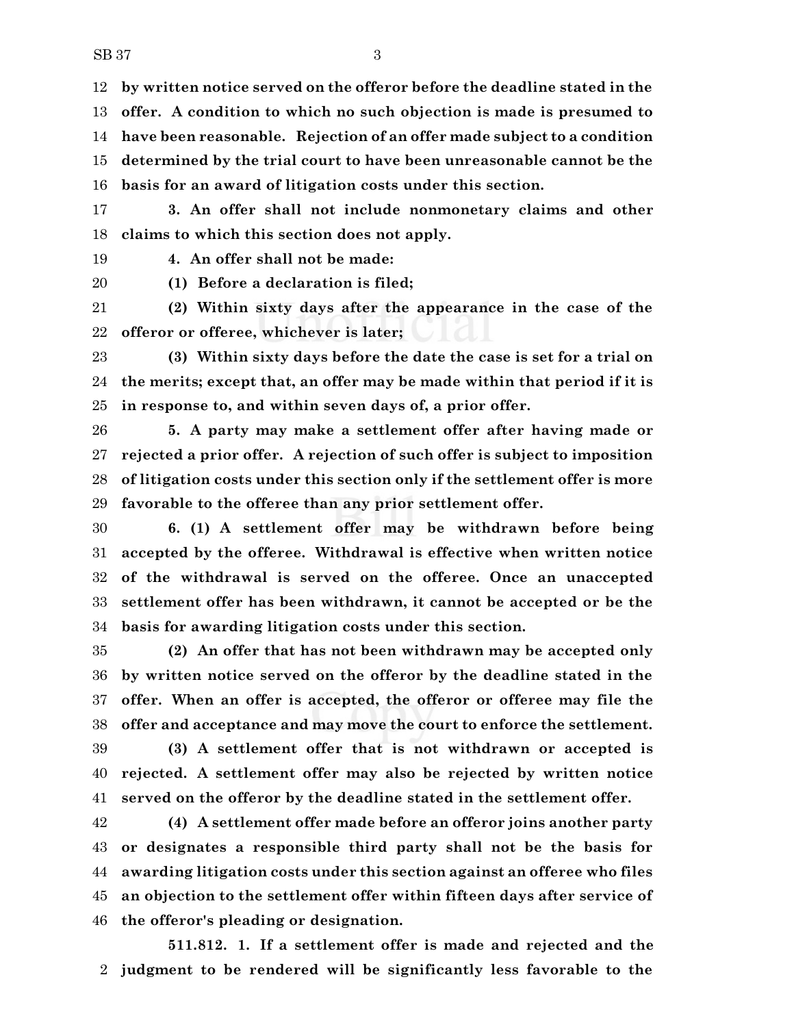**by written notice served on the offeror before the deadline stated in the offer. A condition to which no such objection is made is presumed to have been reasonable. Rejection of an offer made subject to a condition determined by the trial court to have been unreasonable cannot be the basis for an award of litigation costs under this section.**

**3. An offer shall not include nonmonetary claims and other claims to which this section does not apply.**

**4. An offer shall not be made:**

**(1) Before a declaration is filed;**

**(2) Within sixty days after the appearance in the case of the offeror or offeree, whichever is later;**

**(3) Within sixty days before the date the case is set for a trial on the merits; except that, an offer may be made within that period if it is in response to, and within seven days of, a prior offer.**

**5. A party may make a settlement offer after having made or rejected a prior offer. A rejection of such offer is subject to imposition of litigation costs under this section only if the settlement offer is more favorable to the offeree than any prior settlement offer.**

**6. (1) A settlement offer may be withdrawn before being accepted by the offeree. Withdrawal is effective when written notice of the withdrawal is served on the offeree. Once an unaccepted settlement offer has been withdrawn, it cannot be accepted or be the basis for awarding litigation costs under this section.**

**(2) An offer that has not been withdrawn may be accepted only by written notice served on the offeror by the deadline stated in the offer. When an offer is accepted, the offeror or offeree may file the offer and acceptance and may move the court to enforce the settlement.**

**(3) A settlement offer that is not withdrawn or accepted is rejected. A settlement offer may also be rejected by written notice served on the offeror by the deadline stated in the settlement offer.**

**(4) A settlement offer made before an offeror joins another party or designates a responsible third party shall not be the basis for awarding litigation costs under this section against an offeree who files an objection to the settlement offer within fifteen days after service of the offeror's pleading or designation.**

**511.812. 1. If a settlement offer is made and rejected and the judgment to be rendered will be significantly less favorable to the**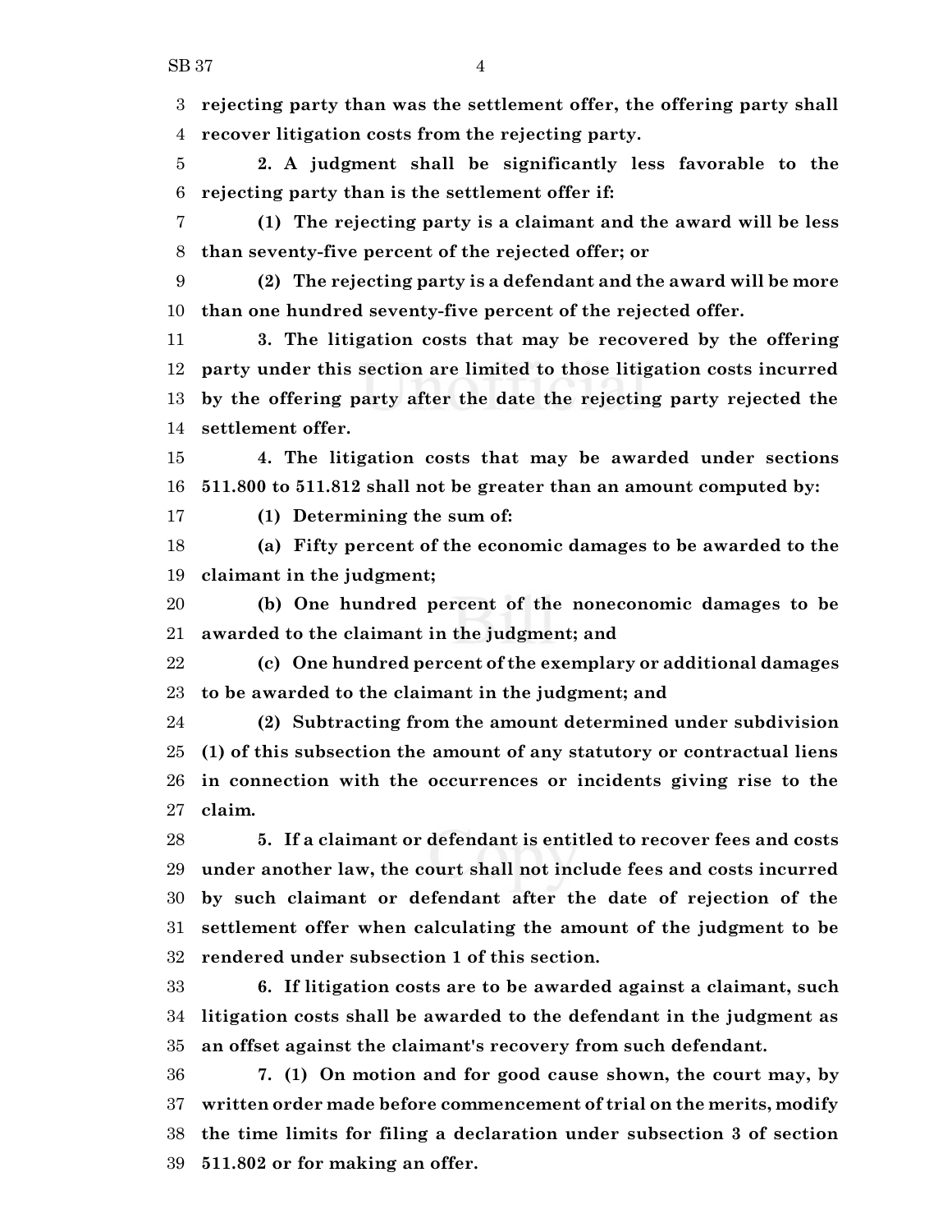**rejecting party than was the settlement offer, the offering party shall recover litigation costs from the rejecting party.**

**2. A judgment shall be significantly less favorable to the rejecting party than is the settlement offer if:**

**(1) The rejecting party is a claimant and the award will be less than seventy-five percent of the rejected offer; or**

**(2) The rejecting party is a defendant and the award will be more than one hundred seventy-five percent of the rejected offer.**

**3. The litigation costs that may be recovered by the offering party under this section are limited to those litigation costs incurred by the offering party after the date the rejecting party rejected the settlement offer.**

**4. The litigation costs that may be awarded under sections 511.800 to 511.812 shall not be greater than an amount computed by:**

**(1) Determining the sum of:**

**(a) Fifty percent of the economic damages to be awarded to the claimant in the judgment;**

**(b) One hundred percent of the noneconomic damages to be awarded to the claimant in the judgment; and**

**(c) One hundred percent of the exemplary or additional damages to be awarded to the claimant in the judgment; and**

**(2) Subtracting from the amount determined under subdivision (1) of this subsection the amount of any statutory or contractual liens in connection with the occurrences or incidents giving rise to the claim.**

**5. If a claimant or defendant is entitled to recover fees and costs under another law, the court shall not include fees and costs incurred by such claimant or defendant after the date of rejection of the settlement offer when calculating the amount of the judgment to be rendered under subsection 1 of this section.**

**6. If litigation costs are to be awarded against a claimant, such litigation costs shall be awarded to the defendant in the judgment as an offset against the claimant's recovery from such defendant.**

**7. (1) On motion and for good cause shown, the court may, by written order made before commencement of trial on the merits, modify the time limits for filing a declaration under subsection 3 of section 511.802 or for making an offer.**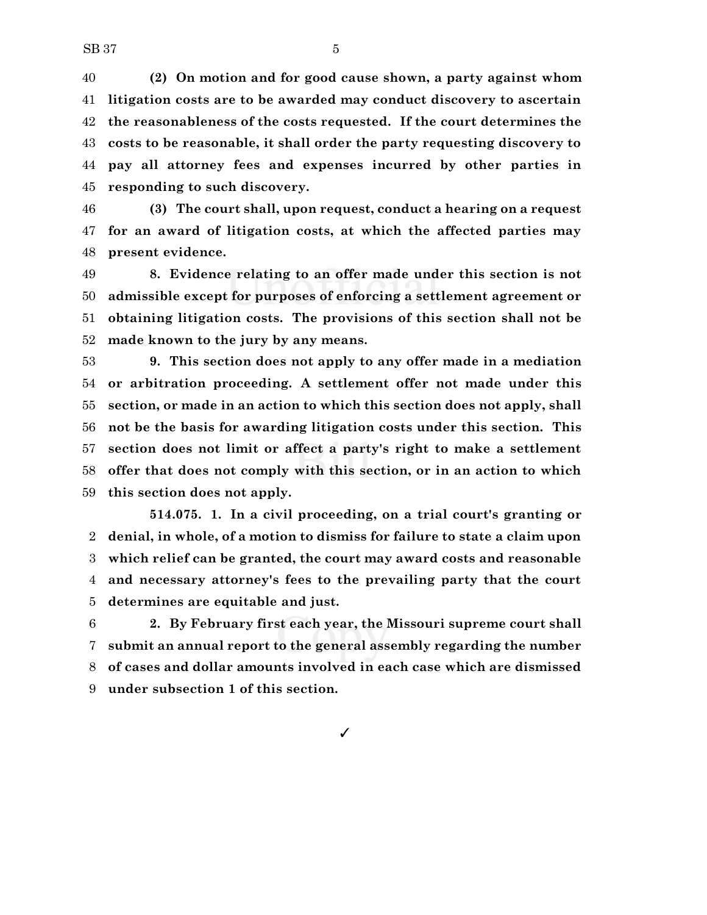**(2) On motion and for good cause shown, a party against whom litigation costs are to be awarded may conduct discovery to ascertain the reasonableness of the costs requested. If the court determines the costs to be reasonable, it shall order the party requesting discovery to pay all attorney fees and expenses incurred by other parties in responding to such discovery.**

**(3) The court shall, upon request, conduct a hearing on a request for an award of litigation costs, at which the affected parties may present evidence.**

**8. Evidence relating to an offer made under this section is not admissible except for purposes of enforcing a settlement agreement or obtaining litigation costs. The provisions of this section shall not be made known to the jury by any means.**

**9. This section does not apply to any offer made in a mediation or arbitration proceeding. A settlement offer not made under this section, or made in an action to which this section does not apply, shall not be the basis for awarding litigation costs under this section. This section does not limit or affect a party's right to make a settlement offer that does not comply with this section, or in an action to which this section does not apply.**

**514.075. 1. In a civil proceeding, on a trial court's granting or denial, in whole, of a motion to dismiss for failure to state a claim upon which relief can be granted, the court may award costs and reasonable and necessary attorney's fees to the prevailing party that the court determines are equitable and just.**

**2. By February first each year, the Missouri supreme court shall submit an annual report to the general assembly regarding the number of cases and dollar amounts involved in each case which are dismissed under subsection 1 of this section.**

✓